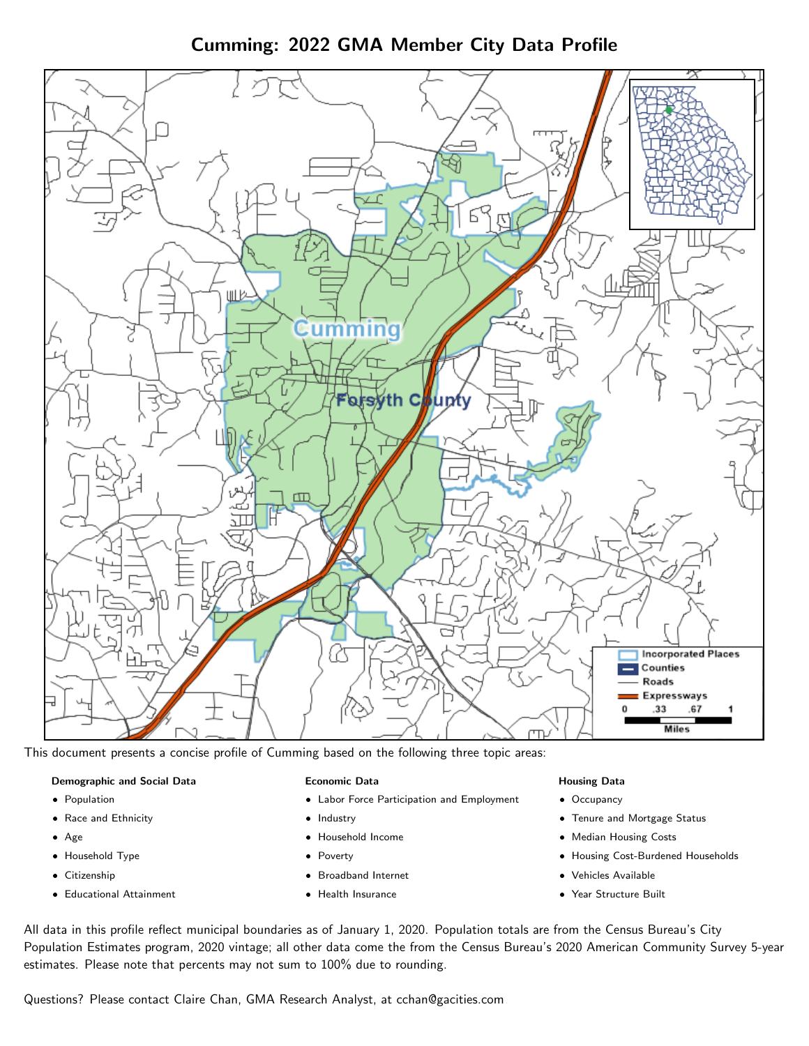# Cumming: 2022 GMA Member City Data Profile

This document presents a concise profile of Cumming based on the following three topic areas:

**Demographic and Social Data**

- Population
- Race and Ethnicity
- Age
- Household Type
- Citizenship
- Educational Attainment

**Economic Data**

- Labor Force Participation and Employment
- Industry
- Household Income
- Poverty
- Broadband Internet
- Health Insurance

**Housing Data**

- Occupancy
- Tenure and Mortgage Status
- Median Housing Costs
- Housing Cost-Burdened Households
- Vehicles Available
- Year Structure Built

All data in this profile reflect municipal boundaries as of January 1, 2020. Population totals are from the Census Bureau's City Population Estimates program, 2020 vintage; all other data come the from the Census Bureau's 2020 American Community Survey 5-year estimates. Please note that percents may not sum to 100% due to rounding.

Questions? Please contact Claire Chan, GMA Research Analyst, at cchan@gacities.com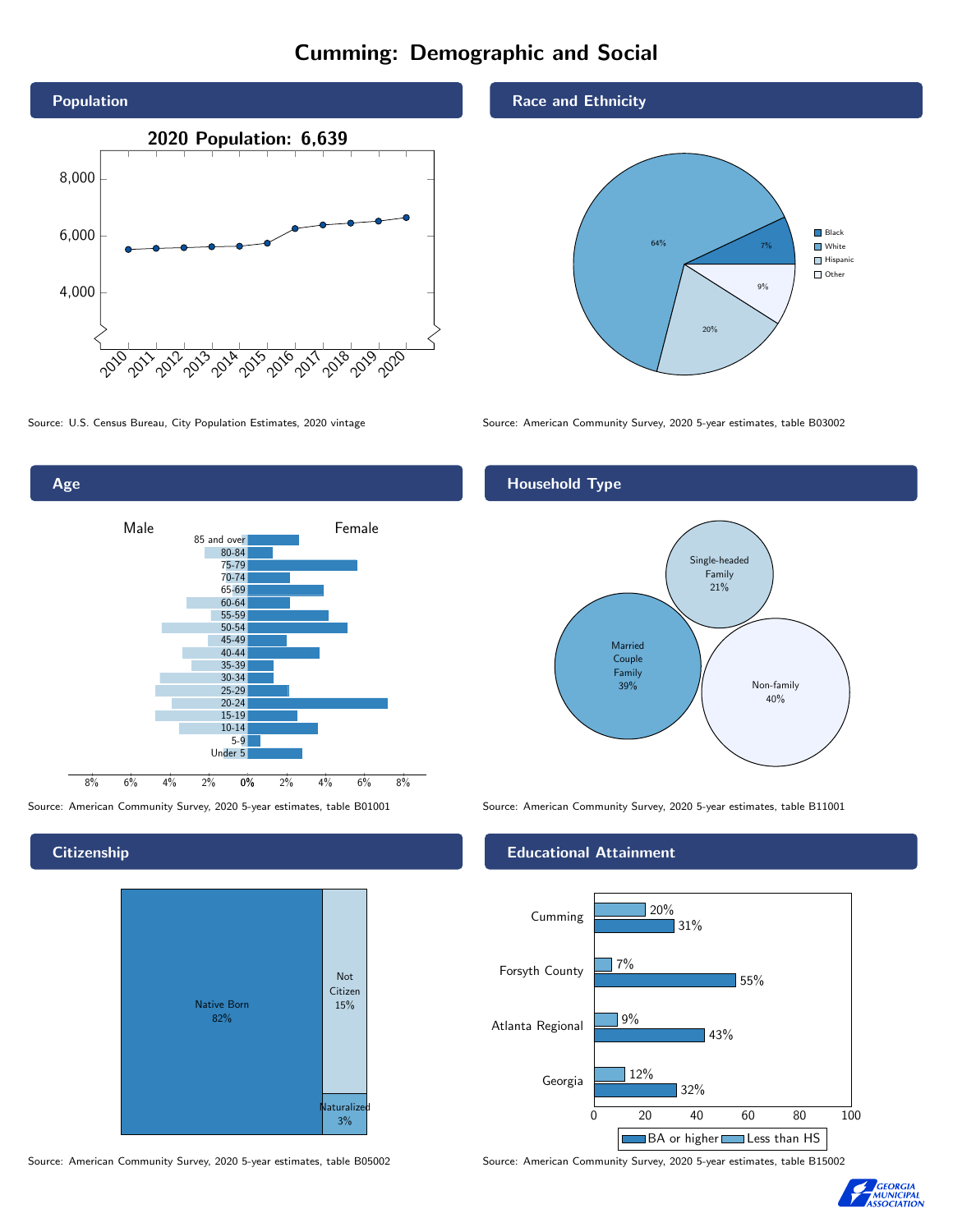# Cumming: Demographic and Social

## Population

2020 Population: 6,639

Source: U.S. Census Bureau, City Population Estimates, 2020 vintage

## Race and Ethnicity

| Group | Percent |
|---|---|
| Black | 7% |
| White | 64% |
| Hispanic | 20% |
| Other | 9% |

Source: American Community Survey, 2020 5-year estimates, table B03002

## Age

Source: American Community Survey, 2020 5-year estimates, table B01001

## Household Type

| Household Type | Percent |
|---|---|
| Married Couple Family | 39% |
| Single-headed Family | 21% |
| Non-family | 40% |

Source: American Community Survey, 2020 5-year estimates, table B11001

## Citizenship

| Status | Percent |
|---|---|
| Native Born | 82% |
| Not Citizen | 15% |
| Naturalized | 3% |

Source: American Community Survey, 2020 5-year estimates, table B05002

## Educational Attainment

| Area | Less than HS | BA or higher |
|---|---|---|
| Cumming | 20% | 31% |
| Forsyth County | 7% | 55% |
| Atlanta Regional | 9% | 43% |
| Georgia | 12% | 32% |

Source: American Community Survey, 2020 5-year estimates, table B15002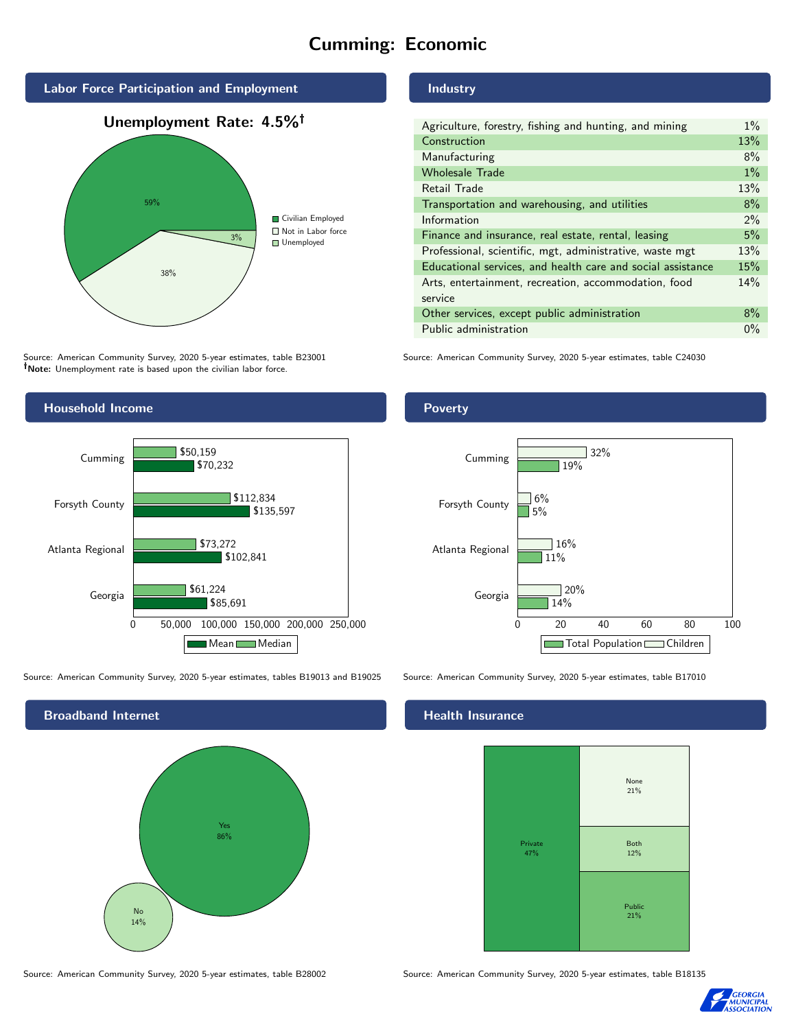# Cumming: Economic

## Labor Force Participation and Employment

**Unemployment Rate: 4.5%†**

| Category | Percent |
|---|---|
| Civilian Employed | 59% |
| Not in Labor force | 38% |
| Unemployed | 3% |

Source: American Community Survey, 2020 5-year estimates, table B23001
**†Note:** Unemployment rate is based upon the civilian labor force.

## Industry

| Industry | Percent |
|---|---|
| Agriculture, forestry, fishing and hunting, and mining | 1% |
| Construction | 13% |
| Manufacturing | 8% |
| Wholesale Trade | 1% |
| Retail Trade | 13% |
| Transportation and warehousing, and utilities | 8% |
| Information | 2% |
| Finance and insurance, real estate, rental, leasing | 5% |
| Professional, scientific, mgt, administrative, waste mgt | 13% |
| Educational services, and health care and social assistance | 15% |
| Arts, entertainment, recreation, accommodation, food service | 14% |
| Other services, except public administration | 8% |
| Public administration | 0% |

Source: American Community Survey, 2020 5-year estimates, table C24030

## Household Income

| | Median | Mean |
|---|---|---|
| Cumming | $50,159 | $70,232 |
| Forsyth County | $112,834 | $135,597 |
| Atlanta Regional | $73,272 | $102,841 |
| Georgia | $61,224 | $85,691 |

Source: American Community Survey, 2020 5-year estimates, tables B19013 and B19025

## Poverty

| | Children | Total Population |
|---|---|---|
| Cumming | 32% | 19% |
| Forsyth County | 6% | 5% |
| Atlanta Regional | 16% | 11% |
| Georgia | 20% | 14% |

Source: American Community Survey, 2020 5-year estimates, table B17010

## Broadband Internet

| | Percent |
|---|---|
| Yes | 86% |
| No | 14% |

Source: American Community Survey, 2020 5-year estimates, table B28002

## Health Insurance

| | Percent |
|---|---|
| Private | 47% |
| None | 21% |
| Both | 12% |
| Public | 21% |

Source: American Community Survey, 2020 5-year estimates, table B18135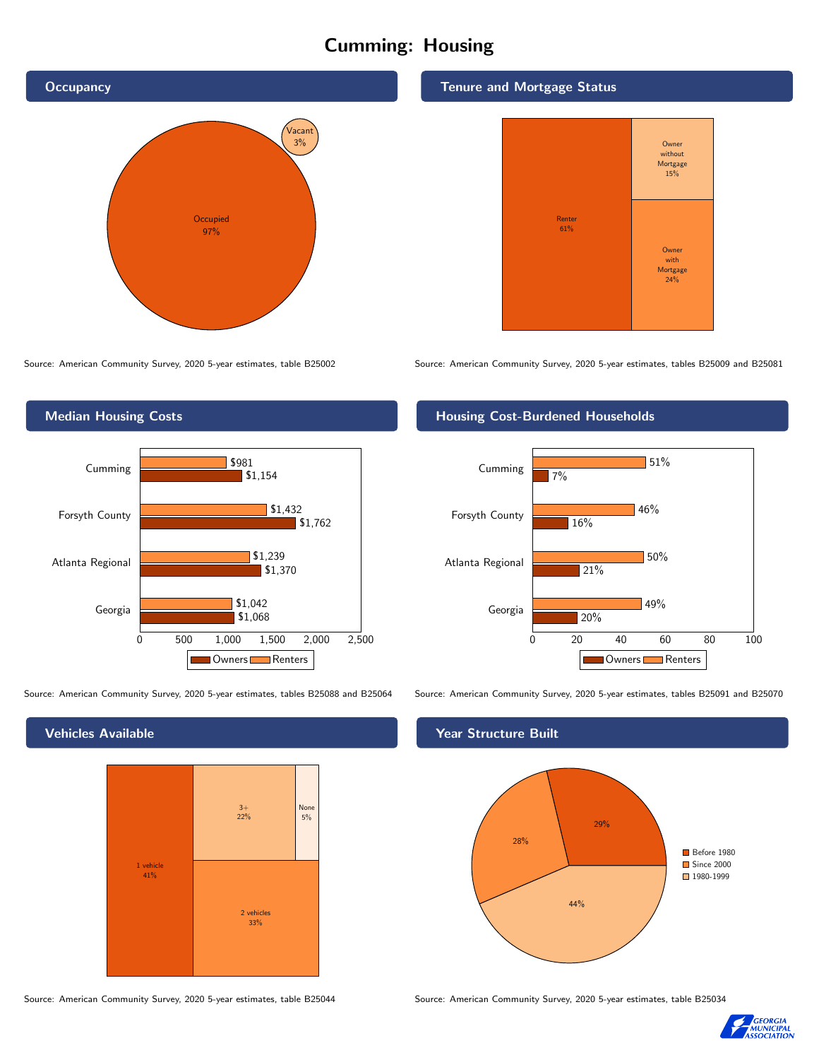# Cumming: Housing

## Occupancy

Vacant
3%

Occupied
97%

Source: American Community Survey, 2020 5-year estimates, table B25002

## Tenure and Mortgage Status

Renter
61%

Owner without Mortgage
15%

Owner with Mortgage
24%

Source: American Community Survey, 2020 5-year estimates, tables B25009 and B25081

## Median Housing Costs

Cumming
$981
$1,154

Forsyth County
$1,432
$1,762

Atlanta Regional
$1,239
$1,370

Georgia
$1,042
$1,068

0 500 1,000 1,500 2,000 2,500

Owners Renters

Source: American Community Survey, 2020 5-year estimates, tables B25088 and B25064

## Housing Cost-Burdened Households

Cumming
51%
7%

Forsyth County
46%
16%

Atlanta Regional
50%
21%

Georgia
49%
20%

0 20 40 60 80 100

Owners Renters

Source: American Community Survey, 2020 5-year estimates, tables B25091 and B25070

## Vehicles Available

1 vehicle
41%

3+
22%

None
5%

2 vehicles
33%

Source: American Community Survey, 2020 5-year estimates, table B25044

## Year Structure Built

29%

28%

44%

Before 1980
Since 2000
1980-1999

Source: American Community Survey, 2020 5-year estimates, table B25034